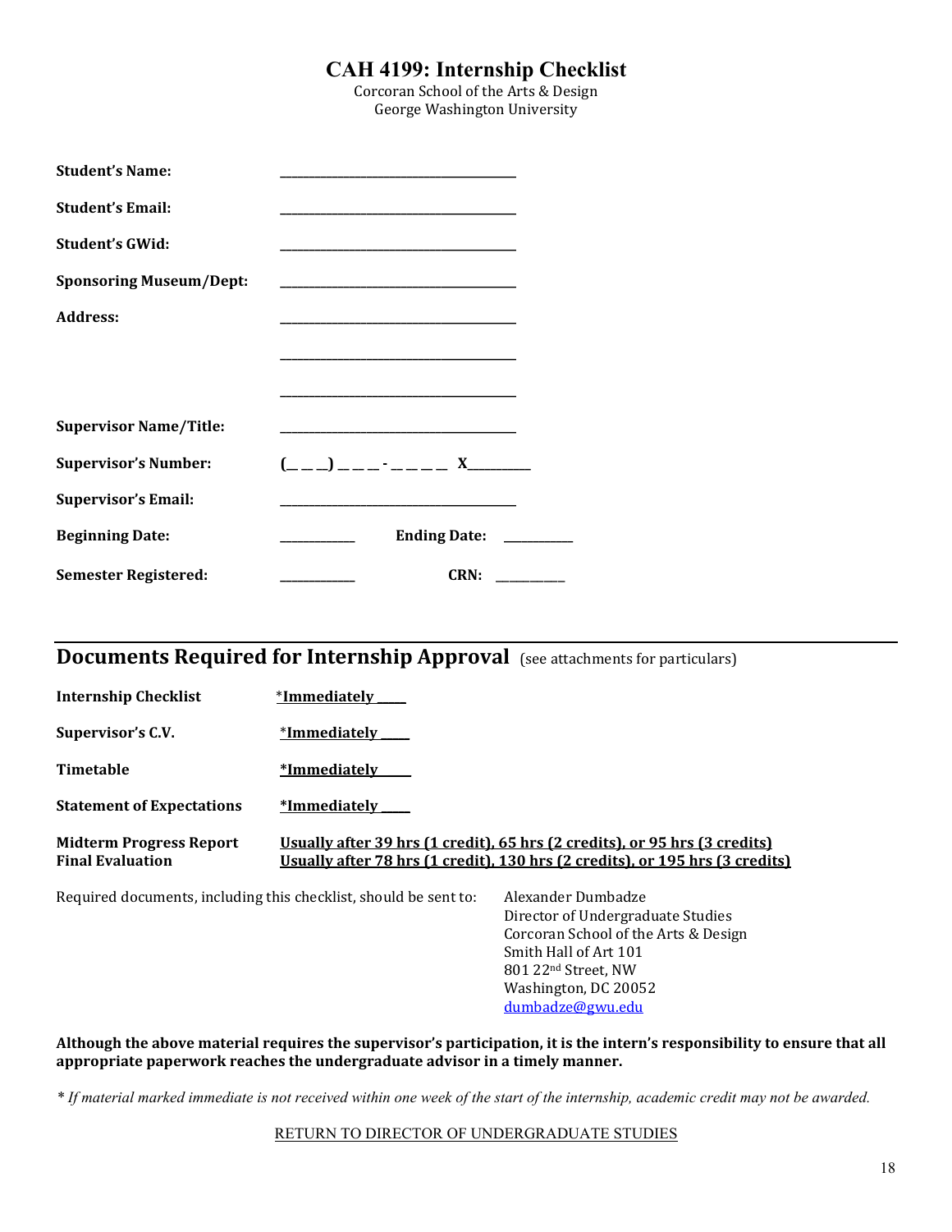# CAH 4199: Internship Checklist

Corcoran School of the Arts & Design
George Washington University

**Student's Name:** ______________________________

**Student's Email:** ______________________________

**Student's GWid:** ______________________________

**Sponsoring Museum/Dept:** ______________________________

**Address:** ______________________________

______________________________

______________________________

**Supervisor Name/Title:** ______________________________

**Supervisor's Number:** (_ _ _) _ _ _ - _ _ _ _ X________

**Supervisor's Email:** ______________________________

**Beginning Date:** __________ **Ending Date:** __________

**Semester Registered:** __________ **CRN:** __________

## Documents Required for Internship Approval (see attachments for particulars)

| | |
|---|---|
| **Internship Checklist** | *Immediately ____ |
| **Supervisor's C.V.** | *Immediately ____ |
| **Timetable** | *Immediately ____ |
| **Statement of Expectations** | *Immediately ____ |
| **Midterm Progress Report** | Usually after 39 hrs (1 credit), 65 hrs (2 credits), or 95 hrs (3 credits) |
| **Final Evaluation** | Usually after 78 hrs (1 credit), 130 hrs (2 credits), or 195 hrs (3 credits) |

Required documents, including this checklist, should be sent to:

Alexander Dumbadze
Director of Undergraduate Studies
Corcoran School of the Arts & Design
Smith Hall of Art 101
801 22nd Street, NW
Washington, DC 20052
dumbadze@gwu.edu

**Although the above material requires the supervisor's participation, it is the intern's responsibility to ensure that all appropriate paperwork reaches the undergraduate advisor in a timely manner.**

*\* If material marked immediate is not received within one week of the start of the internship, academic credit may not be awarded.*

RETURN TO DIRECTOR OF UNDERGRADUATE STUDIES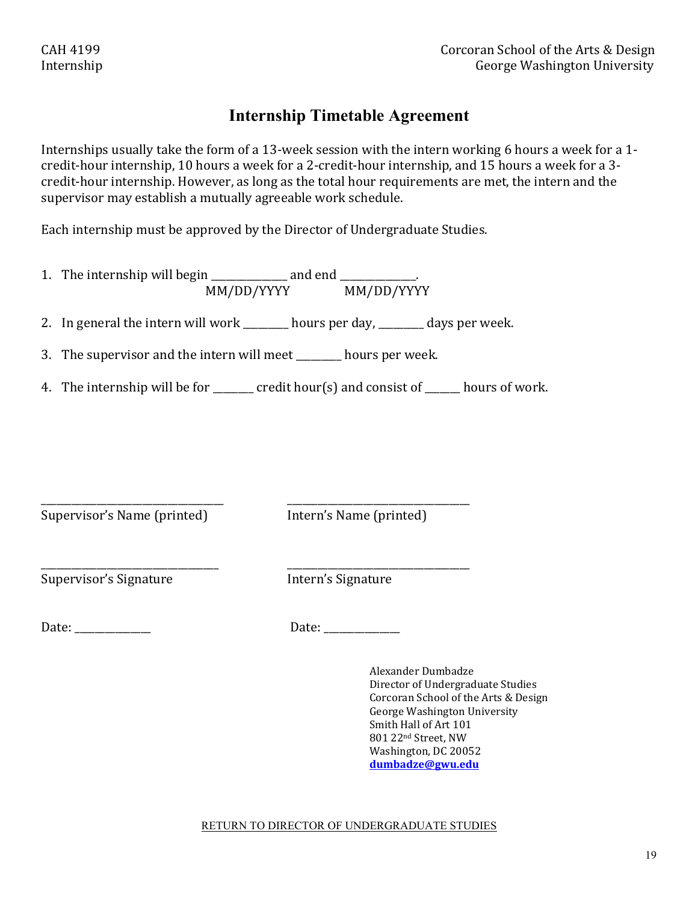# Internship Timetable Agreement

Internships usually take the form of a 13-week session with the intern working 6 hours a week for a 1-credit-hour internship, 10 hours a week for a 2-credit-hour internship, and 15 hours a week for a 3-credit-hour internship. However, as long as the total hour requirements are met, the intern and the supervisor may establish a mutually agreeable work schedule.

Each internship must be approved by the Director of Undergraduate Studies.

1. The internship will begin ______________ and end ______________.
   MM/DD/YYYY MM/DD/YYYY

2. In general the intern will work ________ hours per day, ________ days per week.

3. The supervisor and the intern will meet ________ hours per week.

4. The internship will be for _______ credit hour(s) and consist of ______ hours of work.

__________________________________ Supervisor's Name (printed)

__________________________________ Intern's Name (printed)

__________________________________ Supervisor's Signature

__________________________________ Intern's Signature

Date: ______________

Date: ______________

Alexander Dumbadze
Director of Undergraduate Studies
Corcoran School of the Arts & Design
George Washington University
Smith Hall of Art 101
801 22nd Street, NW
Washington, DC 20052
**dumbadze@gwu.edu**

RETURN TO DIRECTOR OF UNDERGRADUATE STUDIES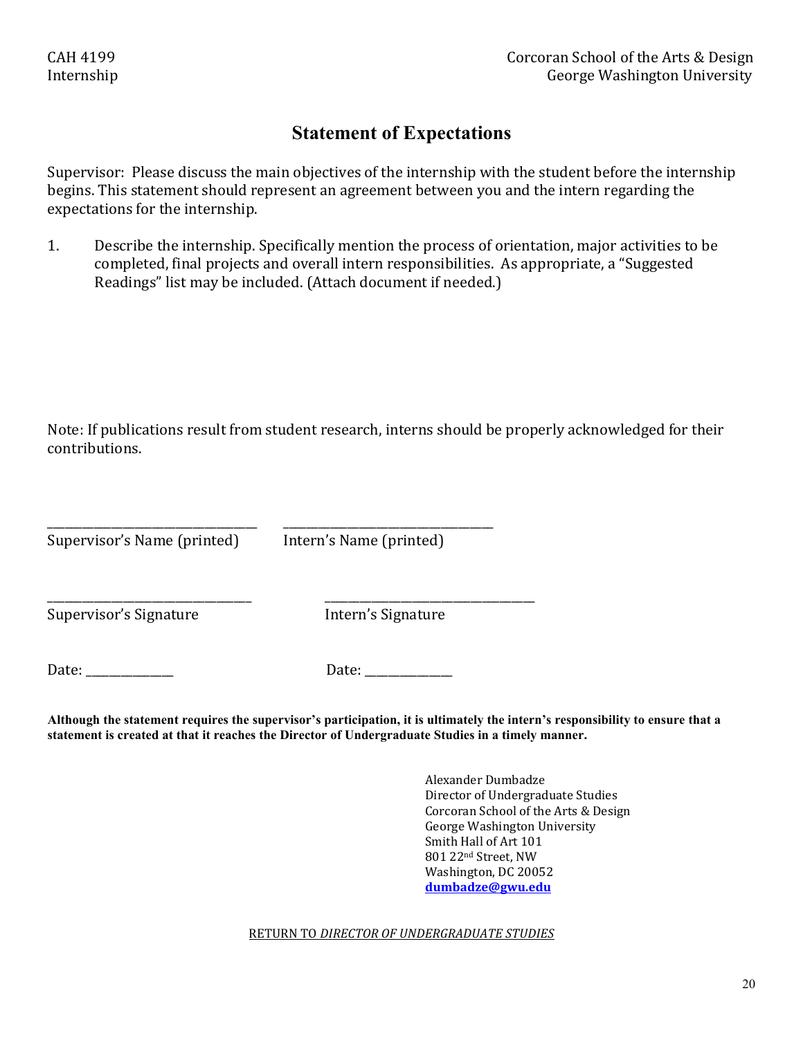CAH 4199
Internship

Corcoran School of the Arts & Design
George Washington University

# Statement of Expectations

Supervisor: Please discuss the main objectives of the internship with the student before the internship begins. This statement should represent an agreement between you and the intern regarding the expectations for the internship.

1. Describe the internship. Specifically mention the process of orientation, major activities to be completed, final projects and overall intern responsibilities. As appropriate, a "Suggested Readings" list may be included. (Attach document if needed.)

Note: If publications result from student research, interns should be properly acknowledged for their contributions.

\_\_\_\_\_\_\_\_\_\_\_\_\_\_\_\_\_\_\_\_\_\_\_\_\_\_\_\_\_\_\_\_\_ \_\_\_\_\_\_\_\_\_\_\_\_\_\_\_\_\_\_\_\_\_\_\_\_\_\_\_\_\_\_\_\_\_
Supervisor's Name (printed) Intern's Name (printed)

\_\_\_\_\_\_\_\_\_\_\_\_\_\_\_\_\_\_\_\_\_\_\_\_\_\_\_\_\_\_\_\_\_ \_\_\_\_\_\_\_\_\_\_\_\_\_\_\_\_\_\_\_\_\_\_\_\_\_\_\_\_\_\_\_\_\_
Supervisor's Signature Intern's Signature

Date: \_\_\_\_\_\_\_\_\_\_\_\_\_\_ Date: \_\_\_\_\_\_\_\_\_\_\_\_\_\_

**Although the statement requires the supervisor's participation, it is ultimately the intern's responsibility to ensure that a statement is created at that it reaches the Director of Undergraduate Studies in a timely manner.**

Alexander Dumbadze
Director of Undergraduate Studies
Corcoran School of the Arts & Design
George Washington University
Smith Hall of Art 101
801 22nd Street, NW
Washington, DC 20052
**dumbadze@gwu.edu**

RETURN TO *DIRECTOR OF UNDERGRADUATE STUDIES*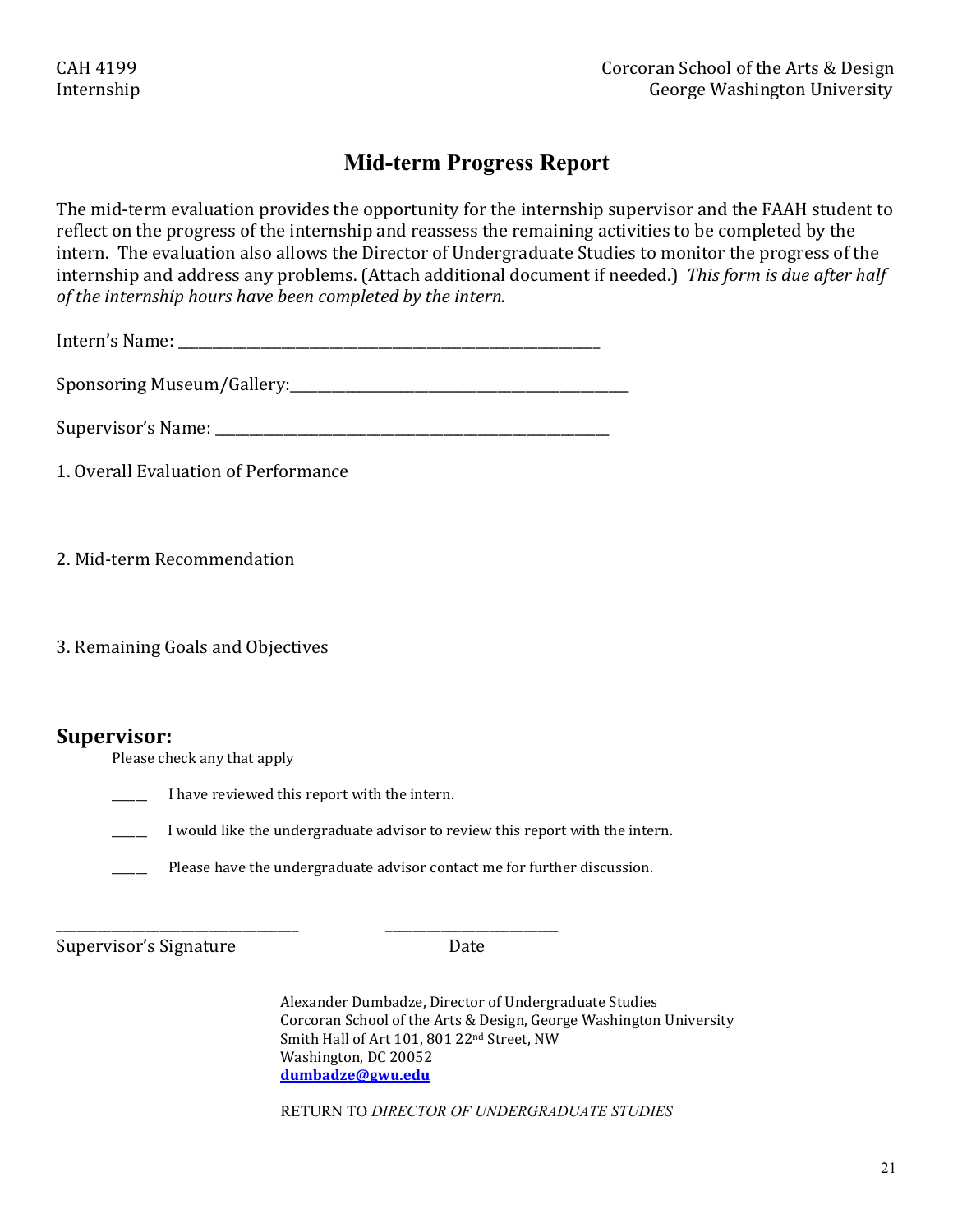CAH 4199
Internship

Corcoran School of the Arts & Design
George Washington University

# Mid-term Progress Report

The mid-term evaluation provides the opportunity for the internship supervisor and the FAAH student to reflect on the progress of the internship and reassess the remaining activities to be completed by the intern. The evaluation also allows the Director of Undergraduate Studies to monitor the progress of the internship and address any problems. (Attach additional document if needed.) *This form is due after half of the internship hours have been completed by the intern.*

Intern's Name: ___________________________________________________________

Sponsoring Museum/Gallery:_______________________________________________

Supervisor's Name: _______________________________________________________

1. Overall Evaluation of Performance

2. Mid-term Recommendation

3. Remaining Goals and Objectives

## Supervisor:

Please check any that apply

_____ I have reviewed this report with the intern.

_____ I would like the undergraduate advisor to review this report with the intern.

_____ Please have the undergraduate advisor contact me for further discussion.

_________________________________ _______________________

Supervisor's Signature Date

Alexander Dumbadze, Director of Undergraduate Studies
Corcoran School of the Arts & Design, George Washington University
Smith Hall of Art 101, 801 22nd Street, NW
Washington, DC 20052
**dumbadze@gwu.edu**

RETURN TO *DIRECTOR OF UNDERGRADUATE STUDIES*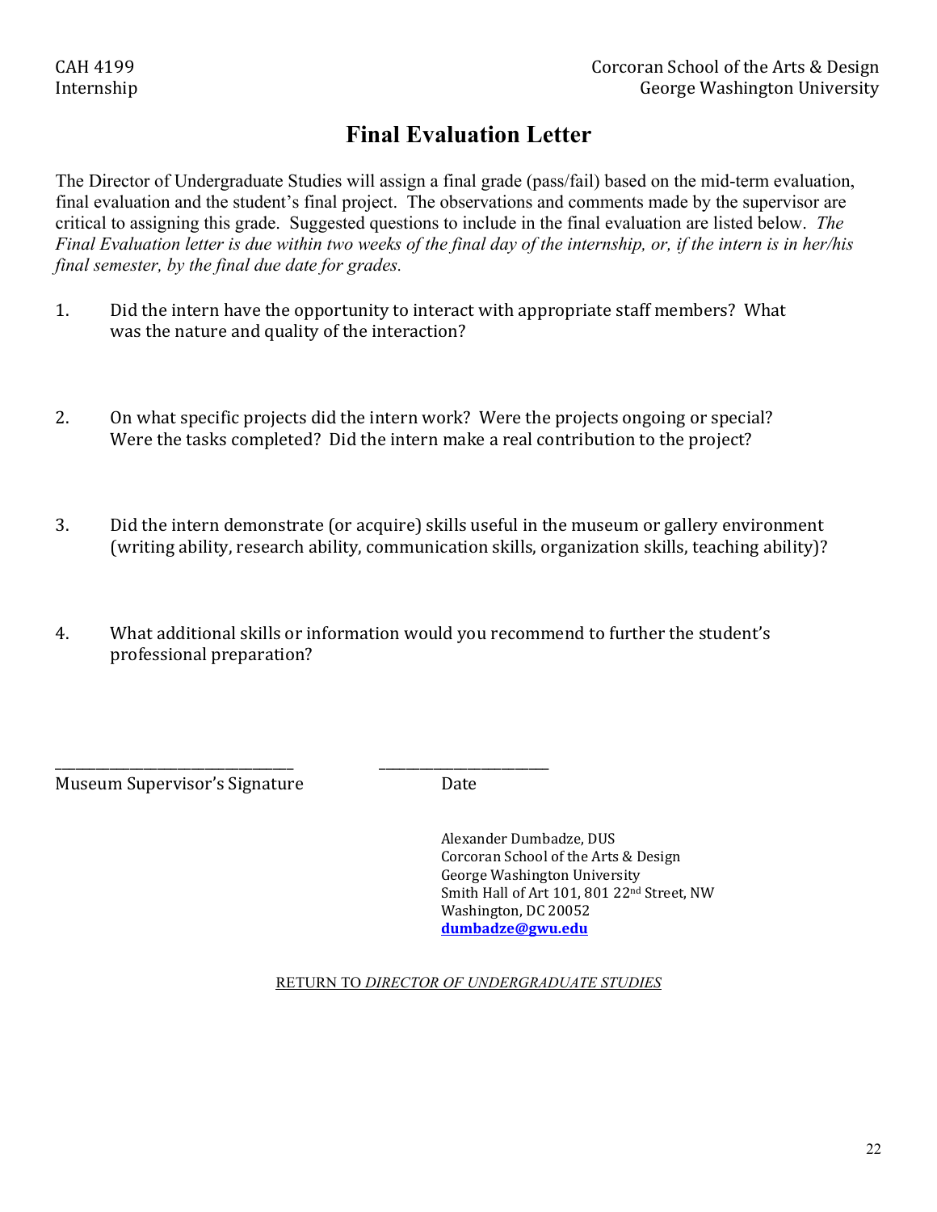CAH 4199
Internship

Corcoran School of the Arts & Design
George Washington University

# Final Evaluation Letter

The Director of Undergraduate Studies will assign a final grade (pass/fail) based on the mid-term evaluation, final evaluation and the student's final project. The observations and comments made by the supervisor are critical to assigning this grade. Suggested questions to include in the final evaluation are listed below. *The Final Evaluation letter is due within two weeks of the final day of the internship, or, if the intern is in her/his final semester, by the final due date for grades.*

1. Did the intern have the opportunity to interact with appropriate staff members? What was the nature and quality of the interaction?

2. On what specific projects did the intern work? Were the projects ongoing or special? Were the tasks completed? Did the intern make a real contribution to the project?

3. Did the intern demonstrate (or acquire) skills useful in the museum or gallery environment (writing ability, research ability, communication skills, organization skills, teaching ability)?

4. What additional skills or information would you recommend to further the student's professional preparation?

_______________________________ _______________________

Museum Supervisor's Signature Date

Alexander Dumbadze, DUS
Corcoran School of the Arts & Design
George Washington University
Smith Hall of Art 101, 801 22nd Street, NW
Washington, DC 20052
**dumbadze@gwu.edu**

RETURN TO *DIRECTOR OF UNDERGRADUATE STUDIES*